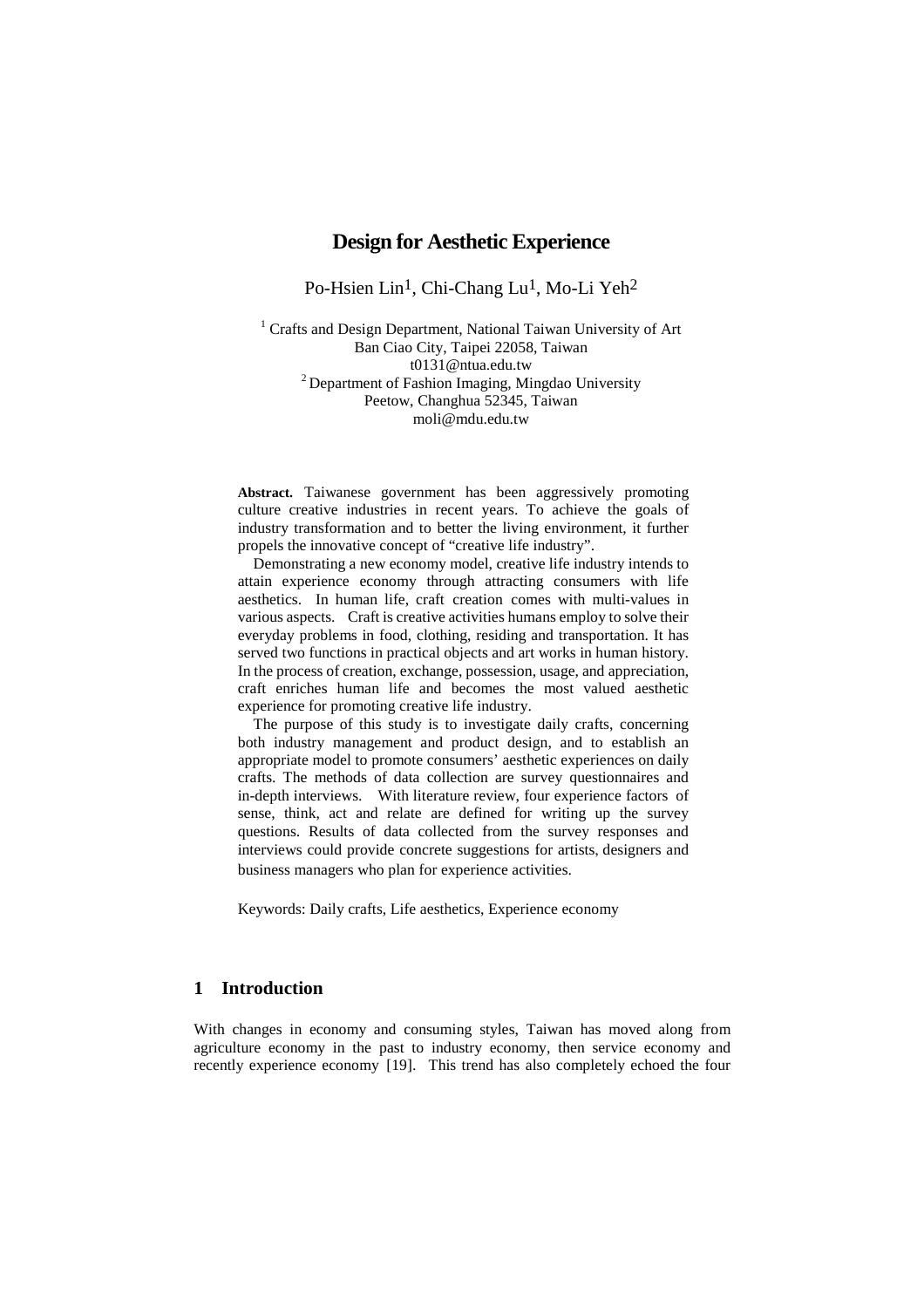# Design for Aesthetic Experience

Po-Hsien Lin[1], Chi-Chang Lu[1], Mo-Li Yeh[2]

[1] Crafts and Design Department, National Taiwan University of Art
Ban Ciao City, Taipei 22058, Taiwan
t0131@ntua.edu.tw
[2] Department of Fashion Imaging, Mingdao University
Peetow, Changhua 52345, Taiwan
moli@mdu.edu.tw

**Abstract.** Taiwanese government has been aggressively promoting culture creative industries in recent years. To achieve the goals of industry transformation and to better the living environment, it further propels the innovative concept of "creative life industry".

Demonstrating a new economy model, creative life industry intends to attain experience economy through attracting consumers with life aesthetics. In human life, craft creation comes with multi-values in various aspects. Craft is creative activities humans employ to solve their everyday problems in food, clothing, residing and transportation. It has served two functions in practical objects and art works in human history. In the process of creation, exchange, possession, usage, and appreciation, craft enriches human life and becomes the most valued aesthetic experience for promoting creative life industry.

The purpose of this study is to investigate daily crafts, concerning both industry management and product design, and to establish an appropriate model to promote consumers' aesthetic experiences on daily crafts. The methods of data collection are survey questionnaires and in-depth interviews. With literature review, four experience factors of sense, think, act and relate are defined for writing up the survey questions. Results of data collected from the survey responses and interviews could provide concrete suggestions for artists, designers and business managers who plan for experience activities.

Keywords: Daily crafts, Life aesthetics, Experience economy

## 1 Introduction

With changes in economy and consuming styles, Taiwan has moved along from agriculture economy in the past to industry economy, then service economy and recently experience economy [19]. This trend has also completely echoed the four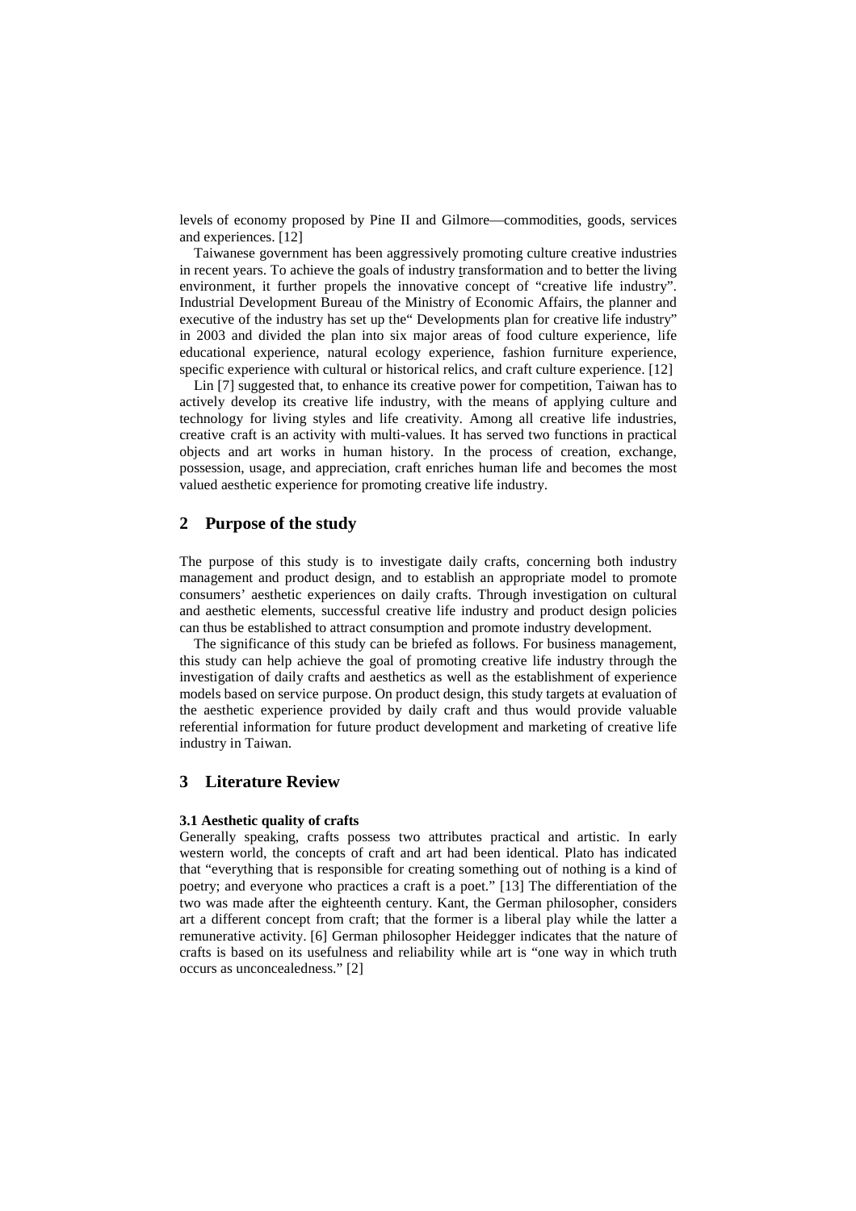levels of economy proposed by Pine II and Gilmore—commodities, goods, services and experiences. [12]

Taiwanese government has been aggressively promoting culture creative industries in recent years. To achieve the goals of industry transformation and to better the living environment, it further propels the innovative concept of "creative life industry". Industrial Development Bureau of the Ministry of Economic Affairs, the planner and executive of the industry has set up the" Developments plan for creative life industry" in 2003 and divided the plan into six major areas of food culture experience, life educational experience, natural ecology experience, fashion furniture experience, specific experience with cultural or historical relics, and craft culture experience. [12]

Lin [7] suggested that, to enhance its creative power for competition, Taiwan has to actively develop its creative life industry, with the means of applying culture and technology for living styles and life creativity. Among all creative life industries, creative craft is an activity with multi-values. It has served two functions in practical objects and art works in human history. In the process of creation, exchange, possession, usage, and appreciation, craft enriches human life and becomes the most valued aesthetic experience for promoting creative life industry.

## 2 Purpose of the study

The purpose of this study is to investigate daily crafts, concerning both industry management and product design, and to establish an appropriate model to promote consumers' aesthetic experiences on daily crafts. Through investigation on cultural and aesthetic elements, successful creative life industry and product design policies can thus be established to attract consumption and promote industry development.

The significance of this study can be briefed as follows. For business management, this study can help achieve the goal of promoting creative life industry through the investigation of daily crafts and aesthetics as well as the establishment of experience models based on service purpose. On product design, this study targets at evaluation of the aesthetic experience provided by daily craft and thus would provide valuable referential information for future product development and marketing of creative life industry in Taiwan.

## 3 Literature Review

### 3.1 Aesthetic quality of crafts

Generally speaking, crafts possess two attributes practical and artistic. In early western world, the concepts of craft and art had been identical. Plato has indicated that "everything that is responsible for creating something out of nothing is a kind of poetry; and everyone who practices a craft is a poet." [13] The differentiation of the two was made after the eighteenth century. Kant, the German philosopher, considers art a different concept from craft; that the former is a liberal play while the latter a remunerative activity. [6] German philosopher Heidegger indicates that the nature of crafts is based on its usefulness and reliability while art is "one way in which truth occurs as unconcealedness." [2]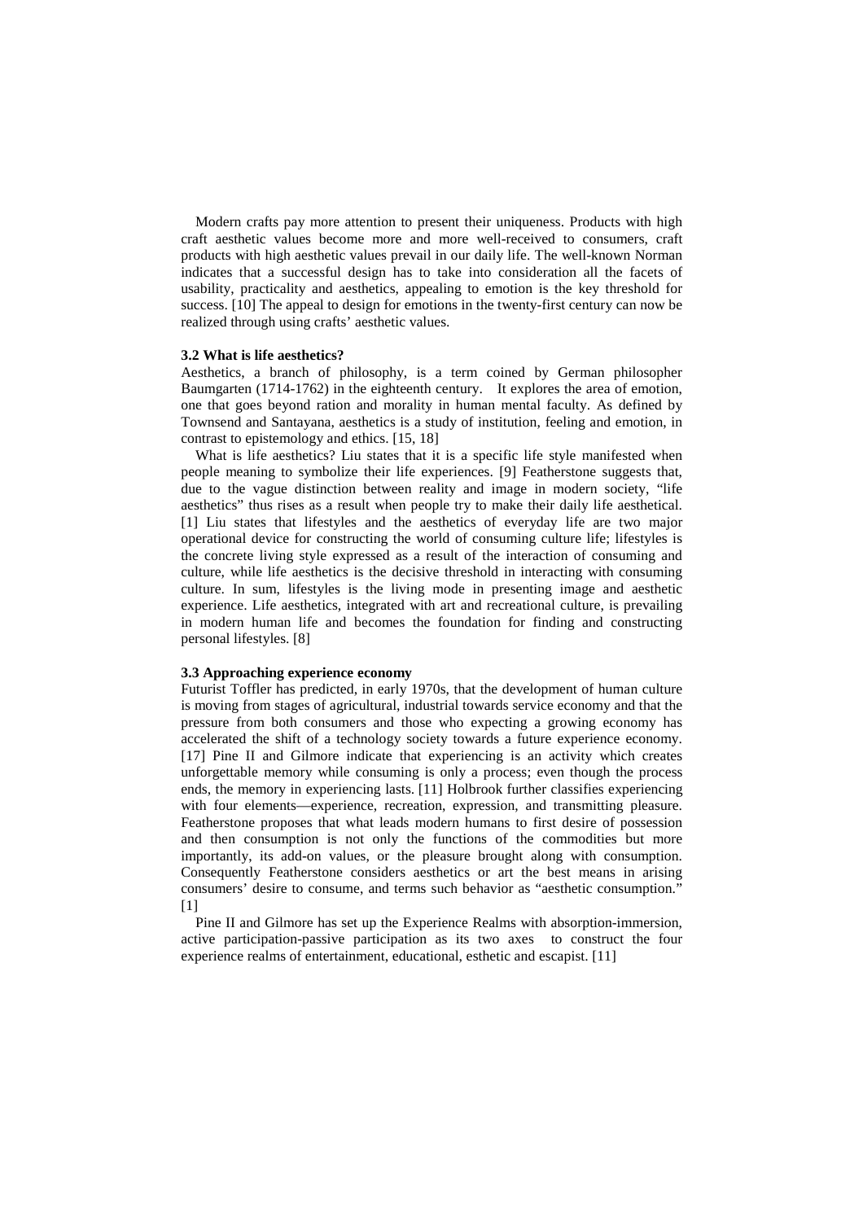Modern crafts pay more attention to present their uniqueness. Products with high craft aesthetic values become more and more well-received to consumers, craft products with high aesthetic values prevail in our daily life. The well-known Norman indicates that a successful design has to take into consideration all the facets of usability, practicality and aesthetics, appealing to emotion is the key threshold for success. [10] The appeal to design for emotions in the twenty-first century can now be realized through using crafts' aesthetic values.

### 3.2 What is life aesthetics?

Aesthetics, a branch of philosophy, is a term coined by German philosopher Baumgarten (1714-1762) in the eighteenth century. It explores the area of emotion, one that goes beyond ration and morality in human mental faculty. As defined by Townsend and Santayana, aesthetics is a study of institution, feeling and emotion, in contrast to epistemology and ethics. [15, 18]

What is life aesthetics? Liu states that it is a specific life style manifested when people meaning to symbolize their life experiences. [9] Featherstone suggests that, due to the vague distinction between reality and image in modern society, "life aesthetics" thus rises as a result when people try to make their daily life aesthetical. [1] Liu states that lifestyles and the aesthetics of everyday life are two major operational device for constructing the world of consuming culture life; lifestyles is the concrete living style expressed as a result of the interaction of consuming and culture, while life aesthetics is the decisive threshold in interacting with consuming culture. In sum, lifestyles is the living mode in presenting image and aesthetic experience. Life aesthetics, integrated with art and recreational culture, is prevailing in modern human life and becomes the foundation for finding and constructing personal lifestyles. [8]

### 3.3 Approaching experience economy

Futurist Toffler has predicted, in early 1970s, that the development of human culture is moving from stages of agricultural, industrial towards service economy and that the pressure from both consumers and those who expecting a growing economy has accelerated the shift of a technology society towards a future experience economy. [17] Pine II and Gilmore indicate that experiencing is an activity which creates unforgettable memory while consuming is only a process; even though the process ends, the memory in experiencing lasts. [11] Holbrook further classifies experiencing with four elements—experience, recreation, expression, and transmitting pleasure. Featherstone proposes that what leads modern humans to first desire of possession and then consumption is not only the functions of the commodities but more importantly, its add-on values, or the pleasure brought along with consumption. Consequently Featherstone considers aesthetics or art the best means in arising consumers' desire to consume, and terms such behavior as "aesthetic consumption." [1]

Pine II and Gilmore has set up the Experience Realms with absorption-immersion, active participation-passive participation as its two axes to construct the four experience realms of entertainment, educational, esthetic and escapist. [11]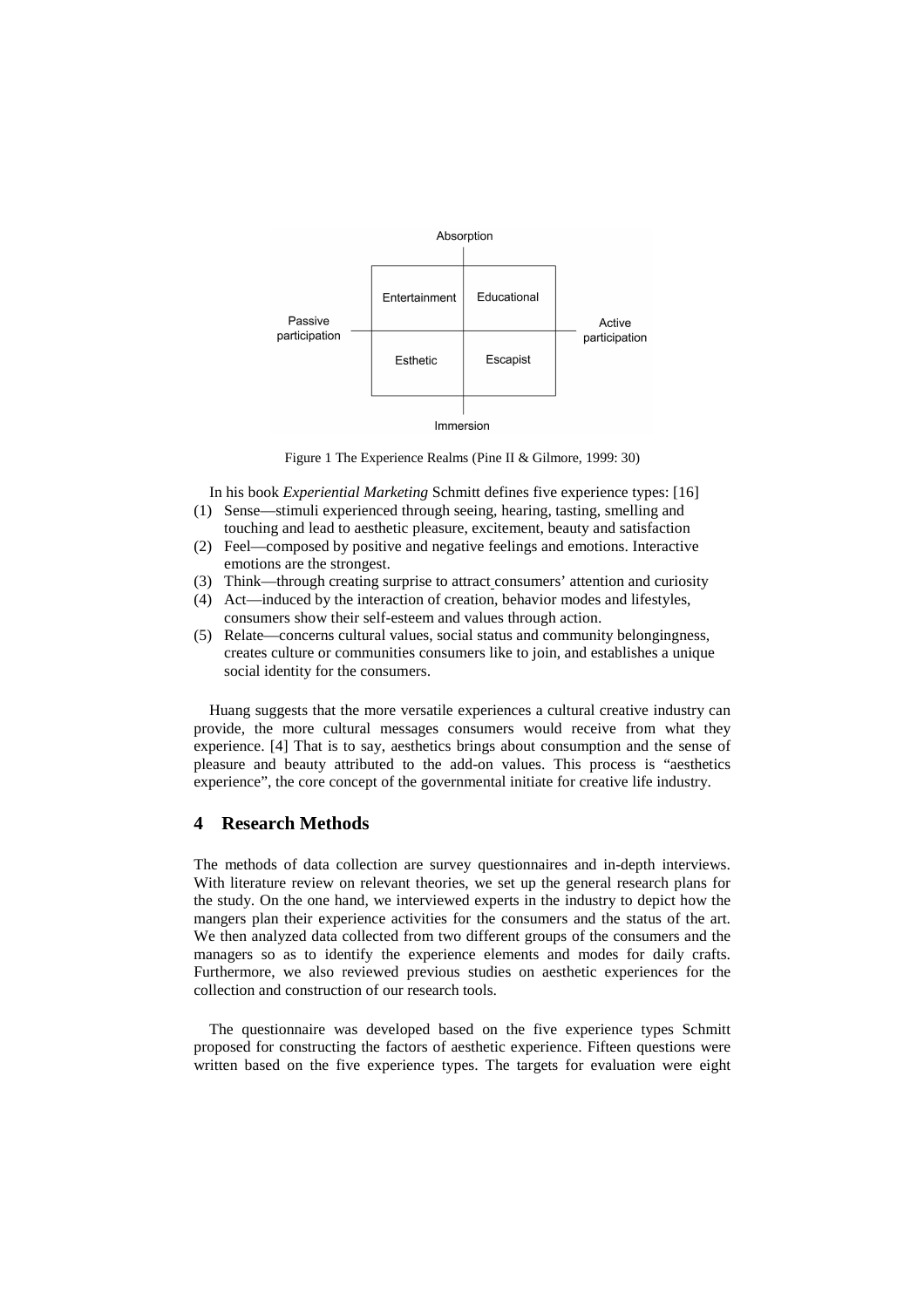Figure 1 The Experience Realms (Pine II & Gilmore, 1999: 30)

In his book *Experiential Marketing* Schmitt defines five experience types: [16]

(1) Sense—stimuli experienced through seeing, hearing, tasting, smelling and touching and lead to aesthetic pleasure, excitement, beauty and satisfaction
(2) Feel—composed by positive and negative feelings and emotions. Interactive emotions are the strongest.
(3) Think—through creating surprise to attract consumers' attention and curiosity
(4) Act—induced by the interaction of creation, behavior modes and lifestyles, consumers show their self-esteem and values through action.
(5) Relate—concerns cultural values, social status and community belongingness, creates culture or communities consumers like to join, and establishes a unique social identity for the consumers.

Huang suggests that the more versatile experiences a cultural creative industry can provide, the more cultural messages consumers would receive from what they experience. [4] That is to say, aesthetics brings about consumption and the sense of pleasure and beauty attributed to the add-on values. This process is "aesthetics experience", the core concept of the governmental initiate for creative life industry.

## 4 Research Methods

The methods of data collection are survey questionnaires and in-depth interviews. With literature review on relevant theories, we set up the general research plans for the study. On the one hand, we interviewed experts in the industry to depict how the mangers plan their experience activities for the consumers and the status of the art. We then analyzed data collected from two different groups of the consumers and the managers so as to identify the experience elements and modes for daily crafts. Furthermore, we also reviewed previous studies on aesthetic experiences for the collection and construction of our research tools.

The questionnaire was developed based on the five experience types Schmitt proposed for constructing the factors of aesthetic experience. Fifteen questions were written based on the five experience types. The targets for evaluation were eight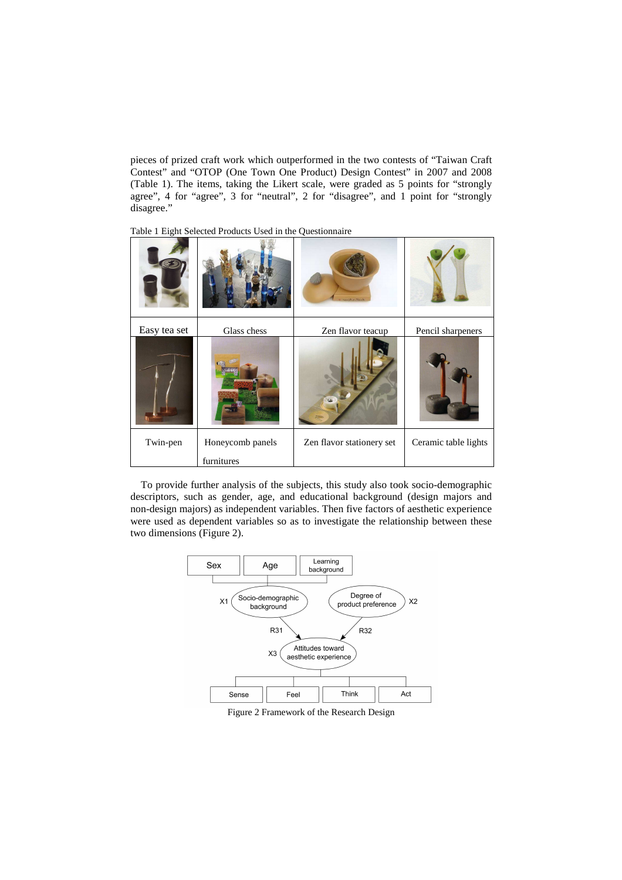pieces of prized craft work which outperformed in the two contests of "Taiwan Craft Contest" and "OTOP (One Town One Product) Design Contest" in 2007 and 2008 (Table 1). The items, taking the Likert scale, were graded as 5 points for "strongly agree", 4 for "agree", 3 for "neutral", 2 for "disagree", and 1 point for "strongly disagree."

Table 1 Eight Selected Products Used in the Questionnaire

| | | | |
|---|---|---|---|
| Easy tea set | Glass chess | Zen flavor teacup | Pencil sharpeners |
| Twin-pen | Honeycomb panels furnitures | Zen flavor stationery set | Ceramic table lights |

To provide further analysis of the subjects, this study also took socio-demographic descriptors, such as gender, age, and educational background (design majors and non-design majors) as independent variables. Then five factors of aesthetic experience were used as dependent variables so as to investigate the relationship between these two dimensions (Figure 2).

Figure 2 Framework of the Research Design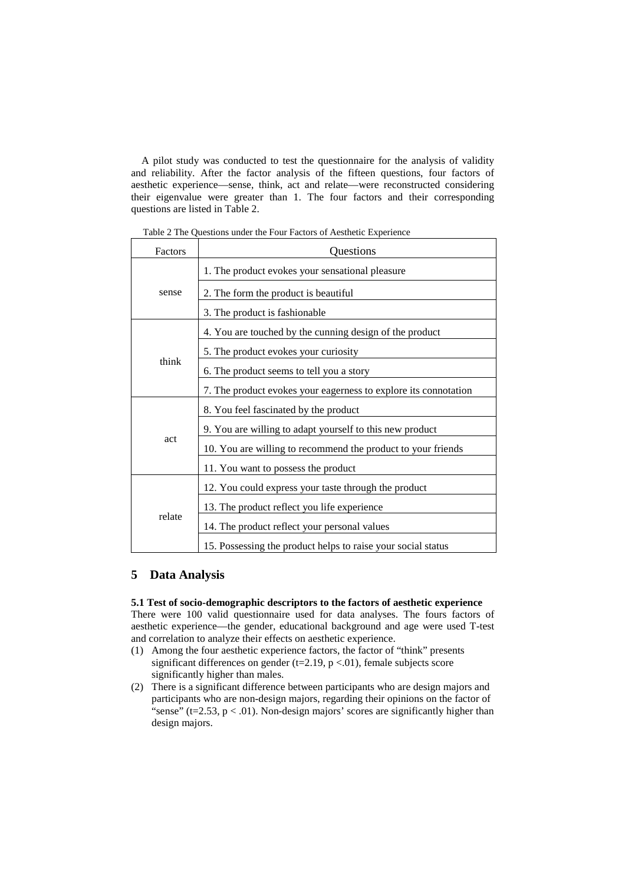A pilot study was conducted to test the questionnaire for the analysis of validity and reliability. After the factor analysis of the fifteen questions, four factors of aesthetic experience—sense, think, act and relate—were reconstructed considering their eigenvalue were greater than 1. The four factors and their corresponding questions are listed in Table 2.

Table 2 The Questions under the Four Factors of Aesthetic Experience

| Factors | Questions |
|---|---|
| sense | 1. The product evokes your sensational pleasure |
| | 2. The form the product is beautiful |
| | 3. The product is fashionable |
| think | 4. You are touched by the cunning design of the product |
| | 5. The product evokes your curiosity |
| | 6. The product seems to tell you a story |
| | 7. The product evokes your eagerness to explore its connotation |
| act | 8. You feel fascinated by the product |
| | 9. You are willing to adapt yourself to this new product |
| | 10. You are willing to recommend the product to your friends |
| | 11. You want to possess the product |
| relate | 12. You could express your taste through the product |
| | 13. The product reflect you life experience |
| | 14. The product reflect your personal values |
| | 15. Possessing the product helps to raise your social status |

## 5 Data Analysis

**5.1 Test of socio-demographic descriptors to the factors of aesthetic experience**

There were 100 valid questionnaire used for data analyses. The fours factors of aesthetic experience—the gender, educational background and age were used T-test and correlation to analyze their effects on aesthetic experience.

(1) Among the four aesthetic experience factors, the factor of "think" presents significant differences on gender ($t=2.19$, $p<.01$), female subjects score significantly higher than males.

(2) There is a significant difference between participants who are design majors and participants who are non-design majors, regarding their opinions on the factor of "sense" ($t=2.53$, $p<.01$). Non-design majors' scores are significantly higher than design majors.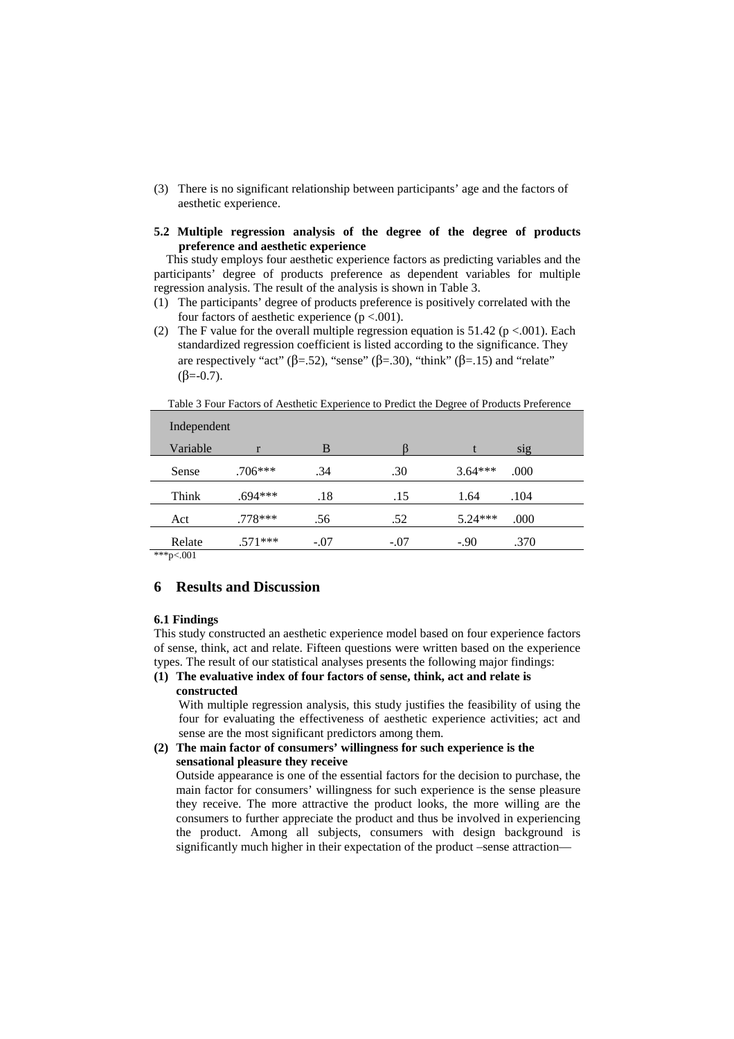(3) There is no significant relationship between participants' age and the factors of aesthetic experience.

### 5.2 Multiple regression analysis of the degree of the degree of products preference and aesthetic experience

This study employs four aesthetic experience factors as predicting variables and the participants' degree of products preference as dependent variables for multiple regression analysis. The result of the analysis is shown in Table 3.

(1) The participants' degree of products preference is positively correlated with the four factors of aesthetic experience ($p < .001$).

(2) The F value for the overall multiple regression equation is 51.42 ($p < .001$). Each standardized regression coefficient is listed according to the significance. They are respectively "act" ($\beta$=.52), "sense" ($\beta$=.30), "think" ($\beta$=.15) and "relate" ($\beta$=-0.7).

Table 3 Four Factors of Aesthetic Experience to Predict the Degree of Products Preference

| Independent Variable | r | B | β | t | sig |
|---|---|---|---|---|---|
| Sense | .706*** | .34 | .30 | 3.64*** | .000 |
| Think | .694*** | .18 | .15 | 1.64 | .104 |
| Act | .778*** | .56 | .52 | 5.24*** | .000 |
| Relate | .571*** | -.07 | -.07 | -.90 | .370 |

***p<.001

## 6 Results and Discussion

### 6.1 Findings

This study constructed an aesthetic experience model based on four experience factors of sense, think, act and relate. Fifteen questions were written based on the experience types. The result of our statistical analyses presents the following major findings:

**(1) The evaluative index of four factors of sense, think, act and relate is constructed**

With multiple regression analysis, this study justifies the feasibility of using the four for evaluating the effectiveness of aesthetic experience activities; act and sense are the most significant predictors among them.

**(2) The main factor of consumers' willingness for such experience is the sensational pleasure they receive**

Outside appearance is one of the essential factors for the decision to purchase, the main factor for consumers' willingness for such experience is the sense pleasure they receive. The more attractive the product looks, the more willing are the consumers to further appreciate the product and thus be involved in experiencing the product. Among all subjects, consumers with design background is significantly much higher in their expectation of the product –sense attraction—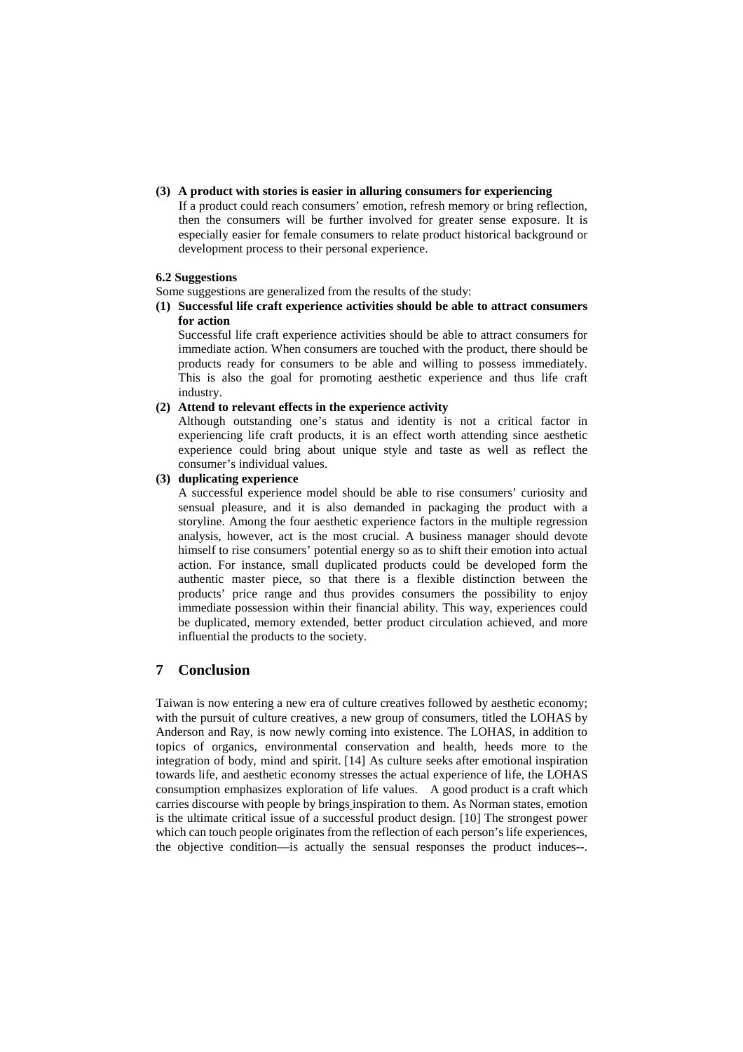**(3) A product with stories is easier in alluring consumers for experiencing**

If a product could reach consumers' emotion, refresh memory or bring reflection, then the consumers will be further involved for greater sense exposure. It is especially easier for female consumers to relate product historical background or development process to their personal experience.

### 6.2 Suggestions

Some suggestions are generalized from the results of the study:

**(1) Successful life craft experience activities should be able to attract consumers for action**

Successful life craft experience activities should be able to attract consumers for immediate action. When consumers are touched with the product, there should be products ready for consumers to be able and willing to possess immediately. This is also the goal for promoting aesthetic experience and thus life craft industry.

**(2) Attend to relevant effects in the experience activity**

Although outstanding one's status and identity is not a critical factor in experiencing life craft products, it is an effect worth attending since aesthetic experience could bring about unique style and taste as well as reflect the consumer's individual values.

**(3) duplicating experience**

A successful experience model should be able to rise consumers' curiosity and sensual pleasure, and it is also demanded in packaging the product with a storyline. Among the four aesthetic experience factors in the multiple regression analysis, however, act is the most crucial. A business manager should devote himself to rise consumers' potential energy so as to shift their emotion into actual action. For instance, small duplicated products could be developed form the authentic master piece, so that there is a flexible distinction between the products' price range and thus provides consumers the possibility to enjoy immediate possession within their financial ability. This way, experiences could be duplicated, memory extended, better product circulation achieved, and more influential the products to the society.

## 7 Conclusion

Taiwan is now entering a new era of culture creatives followed by aesthetic economy; with the pursuit of culture creatives, a new group of consumers, titled the LOHAS by Anderson and Ray, is now newly coming into existence. The LOHAS, in addition to topics of organics, environmental conservation and health, heeds more to the integration of body, mind and spirit. [14] As culture seeks after emotional inspiration towards life, and aesthetic economy stresses the actual experience of life, the LOHAS consumption emphasizes exploration of life values. A good product is a craft which carries discourse with people by brings inspiration to them. As Norman states, emotion is the ultimate critical issue of a successful product design. [10] The strongest power which can touch people originates from the reflection of each person's life experiences, the objective condition—is actually the sensual responses the product induces--.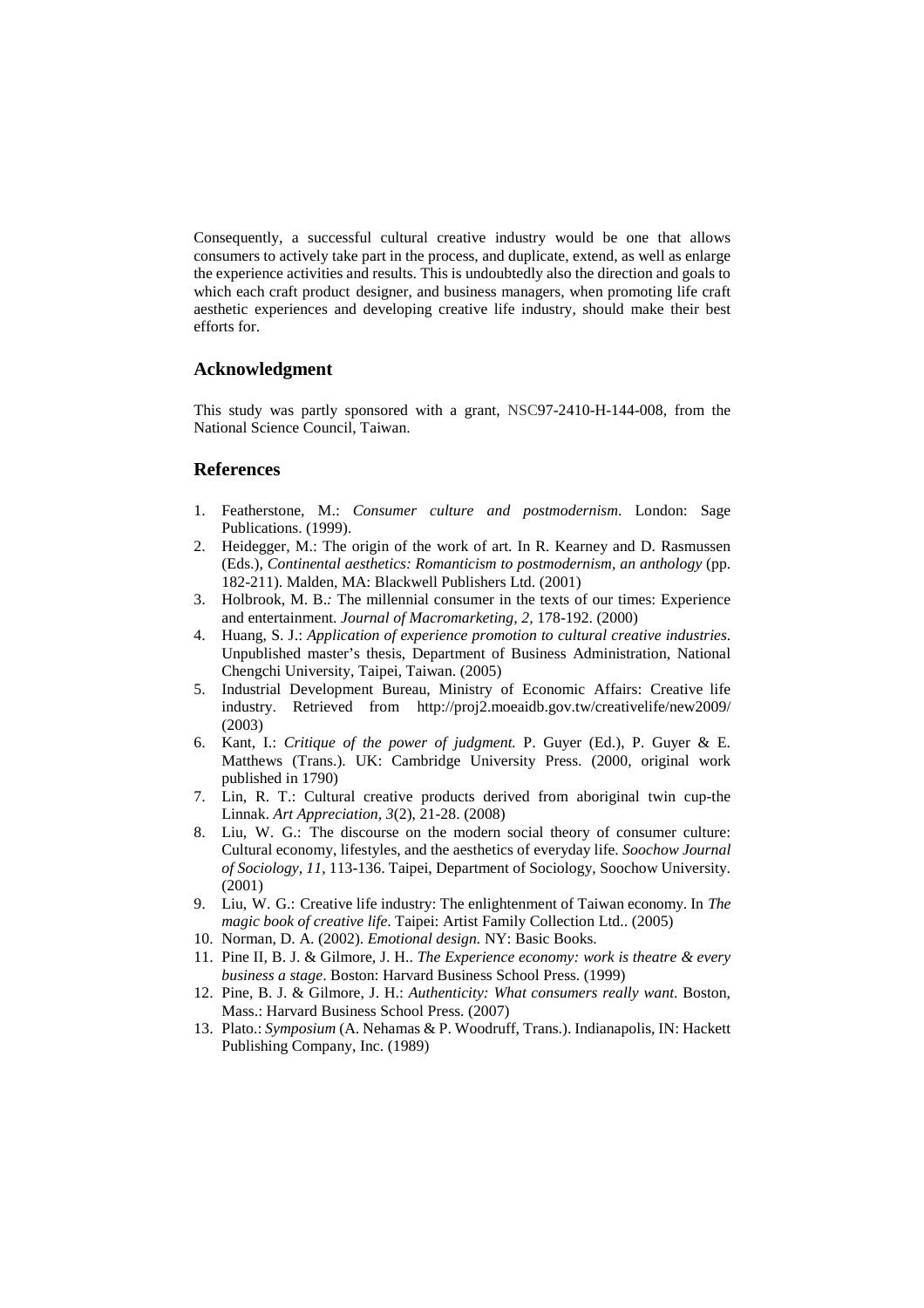Consequently, a successful cultural creative industry would be one that allows consumers to actively take part in the process, and duplicate, extend, as well as enlarge the experience activities and results. This is undoubtedly also the direction and goals to which each craft product designer, and business managers, when promoting life craft aesthetic experiences and developing creative life industry, should make their best efforts for.

## Acknowledgment

This study was partly sponsored with a grant, NSC97-2410-H-144-008, from the National Science Council, Taiwan.

## References

1. Featherstone, M.: *Consumer culture and postmodernism*. London: Sage Publications. (1999).
2. Heidegger, M.: The origin of the work of art. In R. Kearney and D. Rasmussen (Eds.), *Continental aesthetics: Romanticism to postmodernism, an anthology* (pp. 182-211). Malden, MA: Blackwell Publishers Ltd. (2001)
3. Holbrook, M. B.: The millennial consumer in the texts of our times: Experience and entertainment. *Journal of Macromarketing, 2*, 178-192. (2000)
4. Huang, S. J.: *Application of experience promotion to cultural creative industries*. Unpublished master's thesis, Department of Business Administration, National Chengchi University, Taipei, Taiwan. (2005)
5. Industrial Development Bureau, Ministry of Economic Affairs: Creative life industry. Retrieved from http://proj2.moeaidb.gov.tw/creativelife/new2009/ (2003)
6. Kant, I.: *Critique of the power of judgment.* P. Guyer (Ed.), P. Guyer & E. Matthews (Trans.). UK: Cambridge University Press. (2000, original work published in 1790)
7. Lin, R. T.: Cultural creative products derived from aboriginal twin cup-the Linnak. *Art Appreciation, 3*(2), 21-28. (2008)
8. Liu, W. G.: The discourse on the modern social theory of consumer culture: Cultural economy, lifestyles, and the aesthetics of everyday life. *Soochow Journal of Sociology, 11*, 113-136. Taipei, Department of Sociology, Soochow University. (2001)
9. Liu, W. G.: Creative life industry: The enlightenment of Taiwan economy. In *The magic book of creative life*. Taipei: Artist Family Collection Ltd.. (2005)
10. Norman, D. A. (2002). *Emotional design.* NY: Basic Books.
11. Pine II, B. J. & Gilmore, J. H.. *The Experience economy: work is theatre & every business a stage*. Boston: Harvard Business School Press. (1999)
12. Pine, B. J. & Gilmore, J. H.: *Authenticity: What consumers really want*. Boston, Mass.: Harvard Business School Press. (2007)
13. Plato.: *Symposium* (A. Nehamas & P. Woodruff, Trans.). Indianapolis, IN: Hackett Publishing Company, Inc. (1989)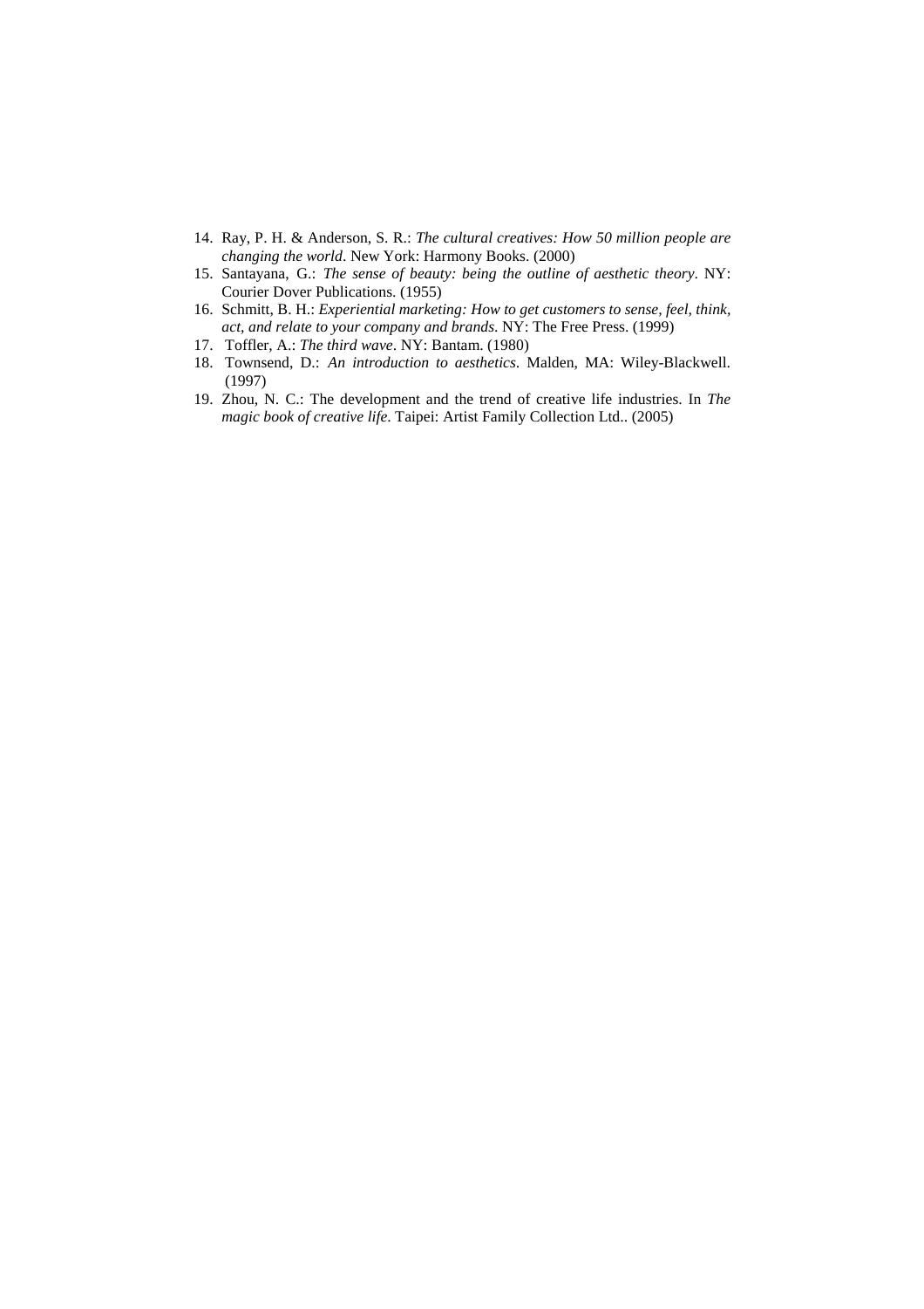14. Ray, P. H. & Anderson, S. R.: *The cultural creatives: How 50 million people are changing the world*. New York: Harmony Books. (2000)
15. Santayana, G.: *The sense of beauty: being the outline of aesthetic theory*. NY: Courier Dover Publications. (1955)
16. Schmitt, B. H.: *Experiential marketing: How to get customers to sense, feel, think, act, and relate to your company and brands*. NY: The Free Press. (1999)
17. Toffler, A.: *The third wave*. NY: Bantam. (1980)
18. Townsend, D.: *An introduction to aesthetics*. Malden, MA: Wiley-Blackwell. (1997)
19. Zhou, N. C.: The development and the trend of creative life industries. In *The magic book of creative life*. Taipei: Artist Family Collection Ltd.. (2005)